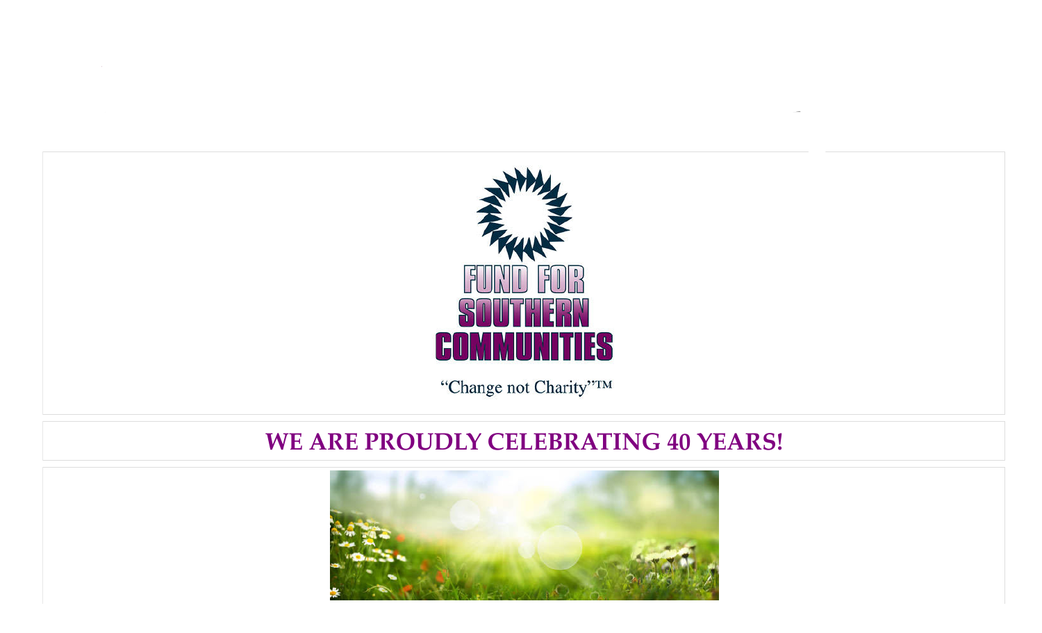FUND FOR SOUTHERN COMMUNITIES

"Change not Charity"™

## WE ARE PROUDLY CELEBRATING 40 YEARS!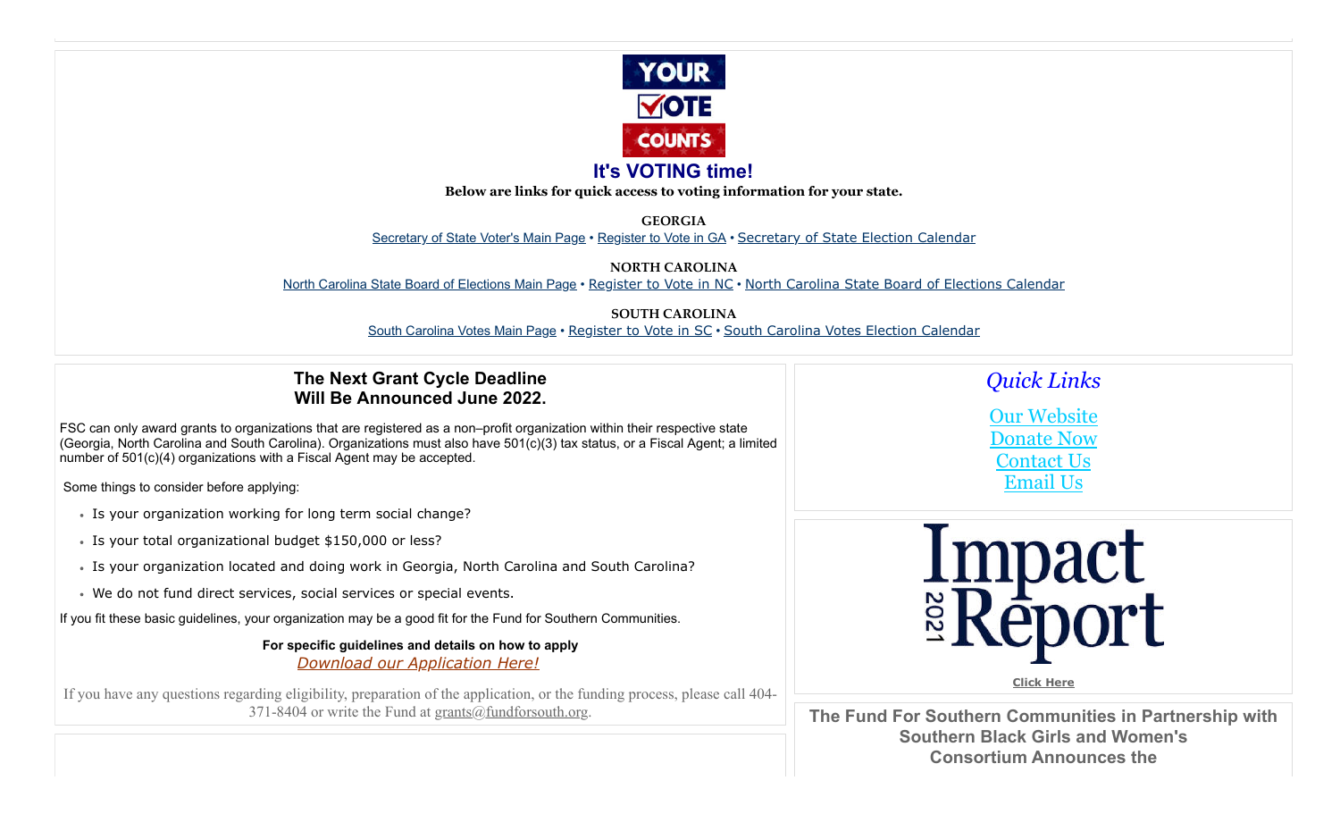YOUR VOTE COUNTS

## It's VOTING time!

**Below are links for quick access to voting information for your state.**

**GEORGIA**

Secretary of State Voter's Main Page • Register to Vote in GA • Secretary of State Election Calendar

**NORTH CAROLINA**

North Carolina State Board of Elections Main Page • Register to Vote in NC • North Carolina State Board of Elections Calendar

**SOUTH CAROLINA**

South Carolina Votes Main Page • Register to Vote in SC • South Carolina Votes Election Calendar

### The Next Grant Cycle Deadline Will Be Announced June 2022.

FSC can only award grants to organizations that are registered as a non–profit organization within their respective state (Georgia, North Carolina and South Carolina). Organizations must also have 501(c)(3) tax status, or a Fiscal Agent; a limited number of 501(c)(4) organizations with a Fiscal Agent may be accepted.

Some things to consider before applying:

- Is your organization working for long term social change?
- Is your total organizational budget $150,000 or less?
- Is your organization located and doing work in Georgia, North Carolina and South Carolina?
- We do not fund direct services, social services or special events.

If you fit these basic guidelines, your organization may be a good fit for the Fund for Southern Communities.

**For specific guidelines and details on how to apply**

*Download our Application Here!*

If you have any questions regarding eligibility, preparation of the application, or the funding process, please call 404-371-8404 or write the Fund at grants@fundforsouth.org.

## *Quick Links*

Our Website
Donate Now
Contact Us
Email Us

Impact 2021 Report

**Click Here**

**The Fund For Southern Communities in Partnership with Southern Black Girls and Women's Consortium Announces the**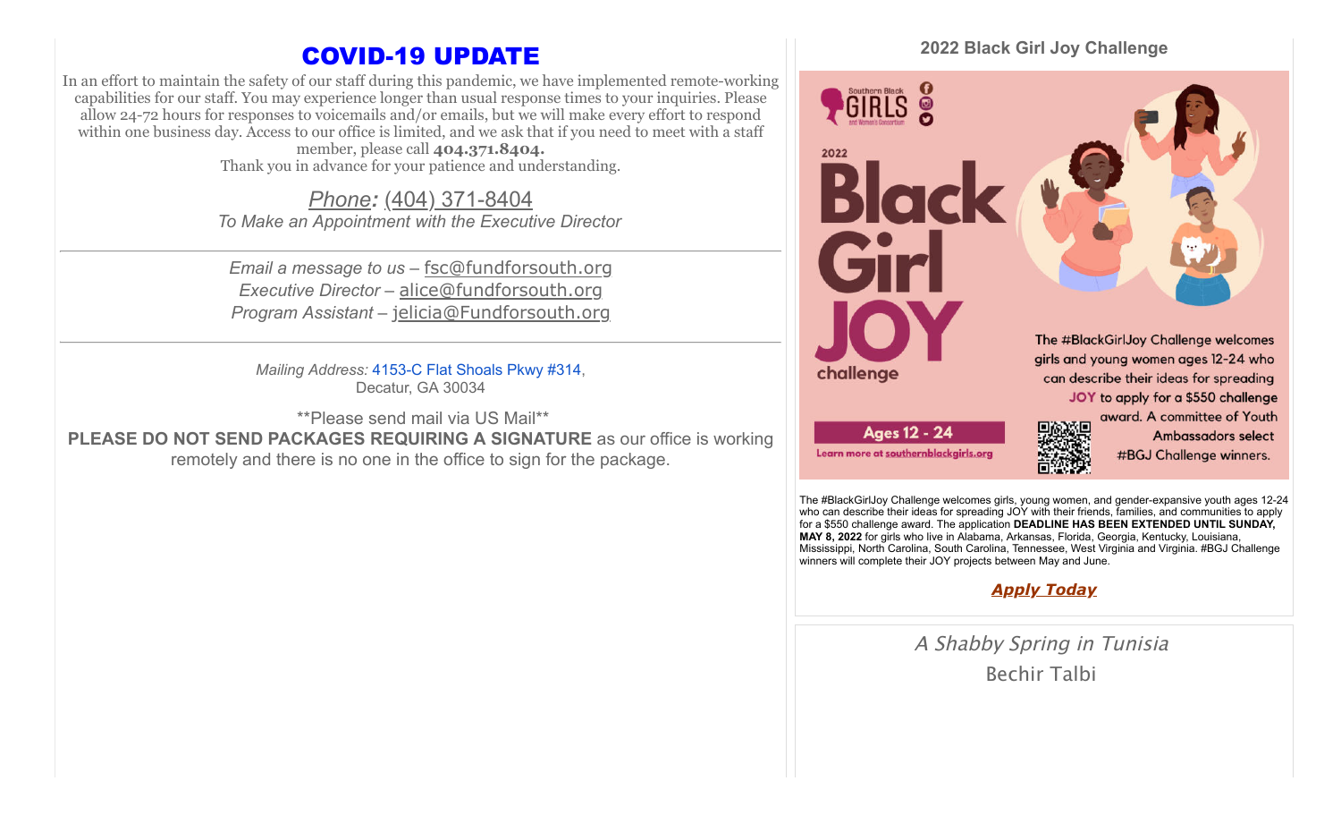# COVID-19 UPDATE

In an effort to maintain the safety of our staff during this pandemic, we have implemented remote-working capabilities for our staff. You may experience longer than usual response times to your inquiries. Please allow 24-72 hours for responses to voicemails and/or emails, but we will make every effort to respond within one business day. Access to our office is limited, and we ask that if you need to meet with a staff member, please call **404.371.8404.**
Thank you in advance for your patience and understanding.

*Phone:* (404) 371-8404
*To Make an Appointment with the Executive Director*

---

*Email a message to us* – fsc@fundforsouth.org
*Executive Director* – alice@fundforsouth.org
*Program Assistant* – jelicia@Fundforsouth.org

---

*Mailing Address:* 4153-C Flat Shoals Pkwy #314,
Decatur, GA 30034

**Please send mail via US Mail**
**PLEASE DO NOT SEND PACKAGES REQUIRING A SIGNATURE** as our office is working remotely and there is no one in the office to sign for the package.

## 2022 Black Girl Joy Challenge

Southern Black GIRLS and Women's Consortium

2022 Black Girl JOY challenge

The #BlackGirlJoy Challenge welcomes girls and young women ages 12-24 who can describe their ideas for spreading JOY to apply for a $550 challenge award. A committee of Youth Ambassadors select #BGJ Challenge winners.

Ages 12 - 24

Learn more at southernblackgirls.org

The #BlackGirlJoy Challenge welcomes girls, young women, and gender-expansive youth ages 12-24 who can describe their ideas for spreading JOY with their friends, families, and communities to apply for a $550 challenge award. The application **DEADLINE HAS BEEN EXTENDED UNTIL SUNDAY, MAY 8, 2022** for girls who live in Alabama, Arkansas, Florida, Georgia, Kentucky, Louisiana, Mississippi, North Carolina, South Carolina, Tennessee, West Virginia and Virginia. #BGJ Challenge winners will complete their JOY projects between May and June.

***Apply Today***

*A Shabby Spring in Tunisia*
Bechir Talbi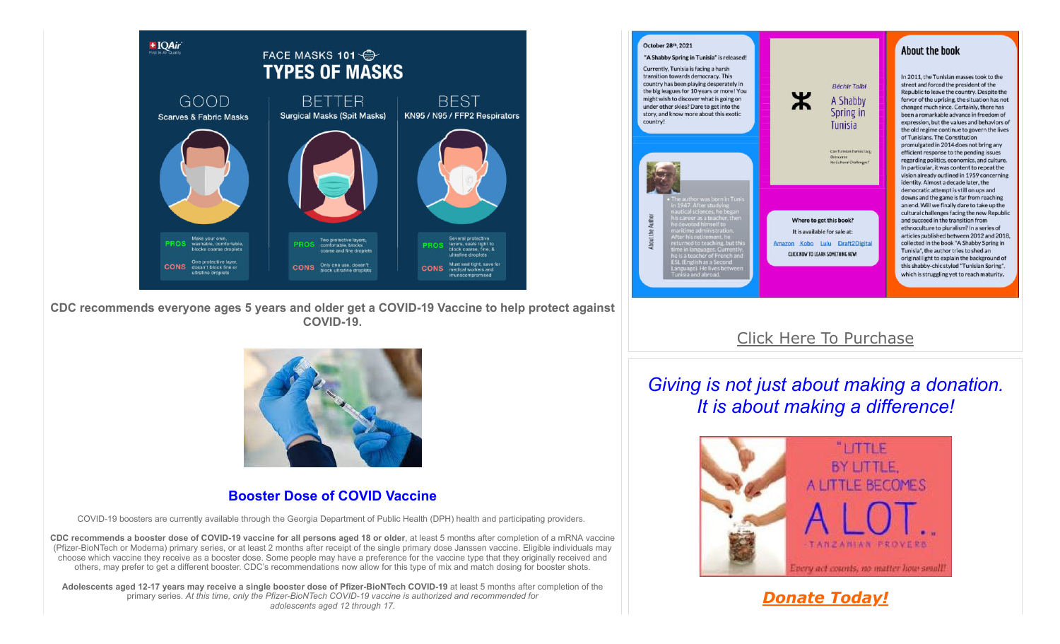# FACE MASKS 101

## TYPES OF MASKS

**GOOD** — Scarves & Fabric Masks

PROS: Make your own, washable, comfortable, blocks coarse droplets

CONS: One protective layer, doesn't block fine or ultrafine droplets

**BETTER** — Surgical Masks (Spit Masks)

PROS: Two protective layers, comfortable, blocks coarse and fine droplets

CONS: Only one use, doesn't block ultrafine droplets

**BEST** — KN95 / N95 / FFP2 Respirators

PROS: Several protective layers, seals tight to block coarse, fine, & ultrafine droplets

CONS: Must seal tight, save for medical workers and immunocompromised

**CDC recommends everyone ages 5 years and older get a COVID-19 Vaccine to help protect against COVID-19.**

## Booster Dose of COVID Vaccine

COVID-19 boosters are currently available through the Georgia Department of Public Health (DPH) health and participating providers.

**CDC recommends a booster dose of COVID-19 vaccine for all persons aged 18 or older**, at least 5 months after completion of a mRNA vaccine (Pfizer-BioNTech or Moderna) primary series, or at least 2 months after receipt of the single primary dose Janssen vaccine. Eligible individuals may choose which vaccine they receive as a booster dose. Some people may have a preference for the vaccine type that they originally received and others, may prefer to get a different booster. CDC's recommendations now allow for this type of mix and match dosing for booster shots.

**Adolescents aged 12-17 years may receive a single booster dose of Pfizer-BioNTech COVID-19** at least 5 months after completion of the primary series. *At this time, only the Pfizer-BioNTech COVID-19 vaccine is authorized and recommended for adolescents aged 12 through 17.*

October 28th, 2021

"A Shabby Spring in Tunisia" is released!

Currently, Tunisia is facing a harsh transition towards democracy. This country has been playing desperately in the big leagues for 10 years or more! You might wish to discover what is going on under other skies? Dare to get into the story, and know more about this exotic country!

About the Author

The author was born in Tunis in 1947. After studying nautical sciences, he began his career as a teacher, then he devoted himself to maritime administration. After his retirement, he returned to teaching, but this time in languages. Currently, he is a teacher of French and ESL (English as a Second Language). He lives between Tunisia and abroad.

Béchir Talbi

A Shabby Spring in Tunisia

Where to get this book?

It is available for sale at:

Amazon Kobo Lulu Draft2Digital

CLICK NOW TO LEARN SOMETHING NEW!

### About the book

In 2011, the Tunisian masses took to the street and forced the president of the Republic to leave the country. Despite the fervor of the uprising, the situation has not changed much since. Certainly, there has been a remarkable advance in freedom of expression, but the values and behaviors of the old regime continue to govern the lives of Tunisians. The Constitution promulgated in 2014 does not bring any efficient response to the pending issues regarding politics, economics, and culture. In particular, it was content to repeat the vision already outlined in 1959 concerning identity. Almost a decade later, the democratic attempt is still on ups and downs and the game is far from reaching an end. Will we finally dare to take up the cultural challenges facing the new Republic and succeed in the transition from ethnoculture to pluralism? In a series of articles published between 2012 and 2018, collected in the book "A Shabby Spring in Tunisia", the author tries to shed an original light to explain the background of this shabby-chic styled "Tunisian Spring", which is struggling yet to reach maturity.

Click Here To Purchase

*Giving is not just about making a donation. It is about making a difference!*

"LITTLE BY LITTLE, A LITTLE BECOMES A LOT.."

- TANZANIAN PROVERB

*Every act counts, no matter how small!*

***Donate Today!***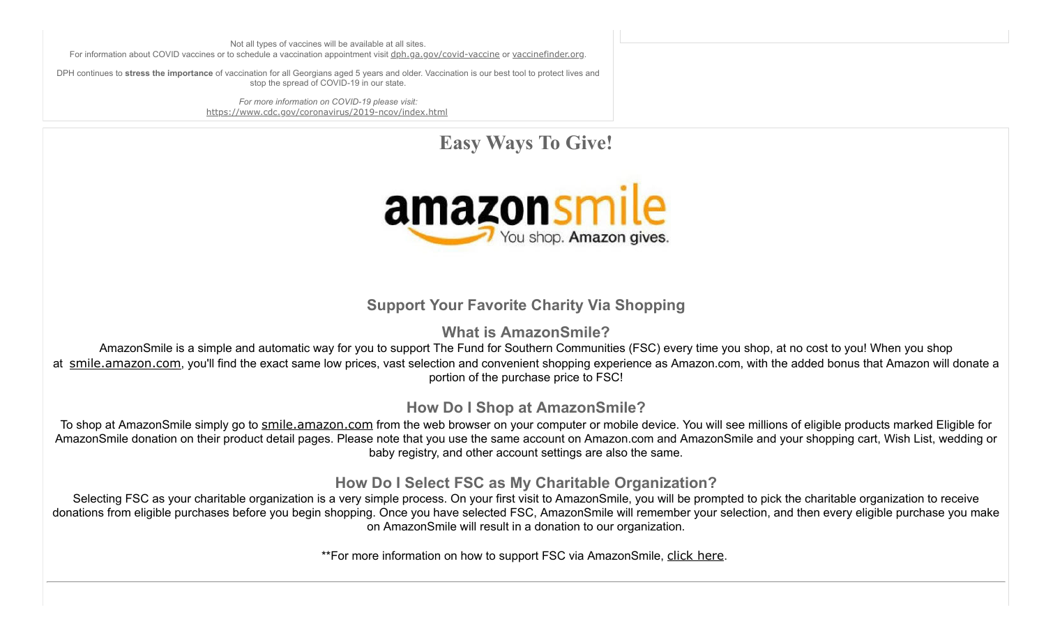Not all types of vaccines will be available at all sites.
For information about COVID vaccines or to schedule a vaccination appointment visit dph.ga.gov/covid-vaccine or vaccinefinder.org.

DPH continues to **stress the importance** of vaccination for all Georgians aged 5 years and older. Vaccination is our best tool to protect lives and stop the spread of COVID-19 in our state.

*For more information on COVID-19 please visit:*
https://www.cdc.gov/coronavirus/2019-ncov/index.html

# Easy Ways To Give!

amazonsmile
You shop. Amazon gives.

## Support Your Favorite Charity Via Shopping

### What is AmazonSmile?

AmazonSmile is a simple and automatic way for you to support The Fund for Southern Communities (FSC) every time you shop, at no cost to you! When you shop at smile.amazon.com, you'll find the exact same low prices, vast selection and convenient shopping experience as Amazon.com, with the added bonus that Amazon will donate a portion of the purchase price to FSC!

### How Do I Shop at AmazonSmile?

To shop at AmazonSmile simply go to smile.amazon.com from the web browser on your computer or mobile device. You will see millions of eligible products marked Eligible for AmazonSmile donation on their product detail pages. Please note that you use the same account on Amazon.com and AmazonSmile and your shopping cart, Wish List, wedding or baby registry, and other account settings are also the same.

### How Do I Select FSC as My Charitable Organization?

Selecting FSC as your charitable organization is a very simple process. On your first visit to AmazonSmile, you will be prompted to pick the charitable organization to receive donations from eligible purchases before you begin shopping. Once you have selected FSC, AmazonSmile will remember your selection, and then every eligible purchase you make on AmazonSmile will result in a donation to our organization.

**For more information on how to support FSC via AmazonSmile, click here.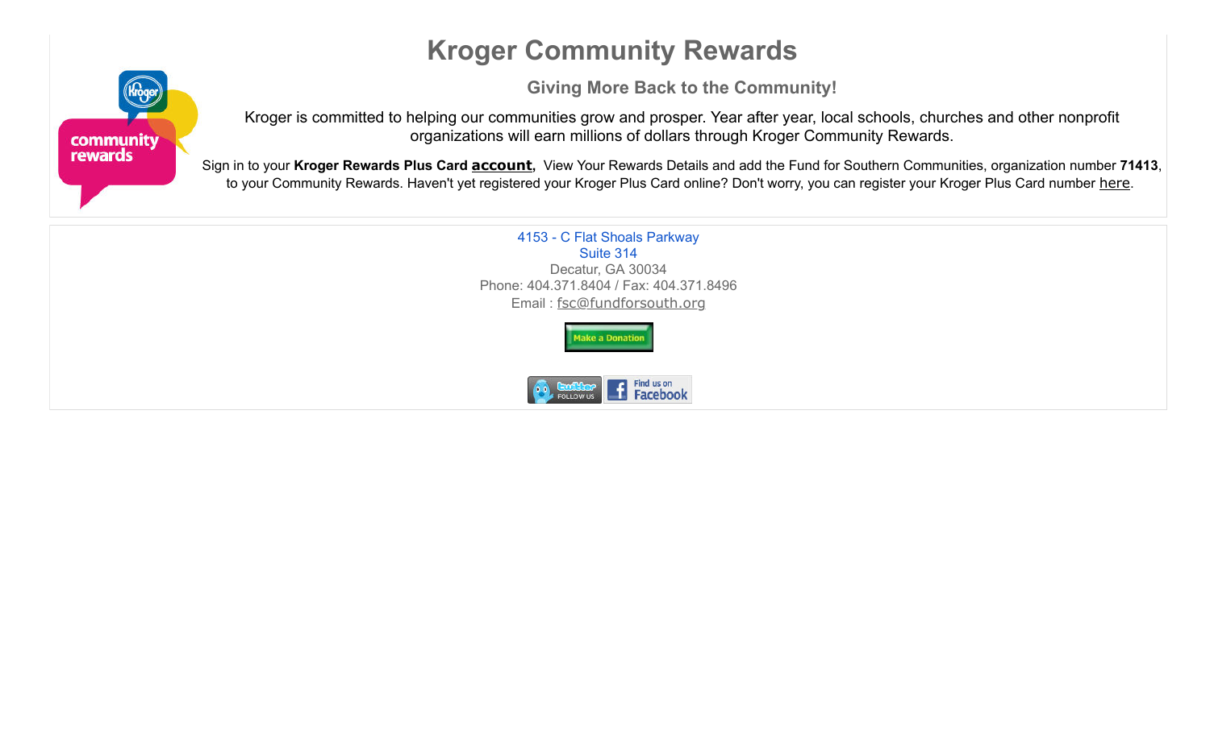# Kroger Community Rewards

### Giving More Back to the Community!

Kroger is committed to helping our communities grow and prosper. Year after year, local schools, churches and other nonprofit organizations will earn millions of dollars through Kroger Community Rewards.

Sign in to your **Kroger Rewards Plus Card account,** View Your Rewards Details and add the Fund for Southern Communities, organization number **71413**, to your Community Rewards. Haven't yet registered your Kroger Plus Card online? Don't worry, you can register your Kroger Plus Card number here.

4153 - C Flat Shoals Parkway
Suite 314
Decatur, GA 30034
Phone: 404.371.8404 / Fax: 404.371.8496
Email : fsc@fundforsouth.org

Make a Donation